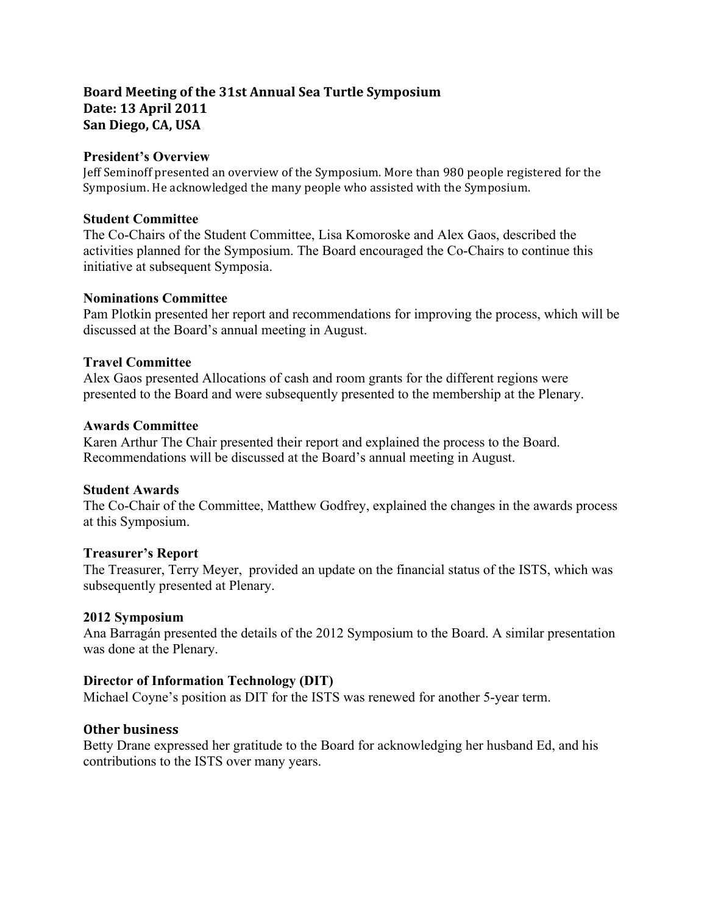# Board Meeting of the 31st Annual Sea Turtle Symposium
# Date: 13 April 2011
# San Diego, CA, USA

### President's Overview

Jeff Seminoff presented an overview of the Symposium. More than 980 people registered for the Symposium. He acknowledged the many people who assisted with the Symposium.

### Student Committee

The Co-Chairs of the Student Committee, Lisa Komoroske and Alex Gaos, described the activities planned for the Symposium. The Board encouraged the Co-Chairs to continue this initiative at subsequent Symposia.

### Nominations Committee

Pam Plotkin presented her report and recommendations for improving the process, which will be discussed at the Board's annual meeting in August.

### Travel Committee

Alex Gaos presented Allocations of cash and room grants for the different regions were presented to the Board and were subsequently presented to the membership at the Plenary.

### Awards Committee

Karen Arthur The Chair presented their report and explained the process to the Board. Recommendations will be discussed at the Board's annual meeting in August.

### Student Awards

The Co-Chair of the Committee, Matthew Godfrey, explained the changes in the awards process at this Symposium.

### Treasurer's Report

The Treasurer, Terry Meyer, provided an update on the financial status of the ISTS, which was subsequently presented at Plenary.

### 2012 Symposium

Ana Barragán presented the details of the 2012 Symposium to the Board. A similar presentation was done at the Plenary.

### Director of Information Technology (DIT)

Michael Coyne's position as DIT for the ISTS was renewed for another 5-year term.

### Other business

Betty Drane expressed her gratitude to the Board for acknowledging her husband Ed, and his contributions to the ISTS over many years.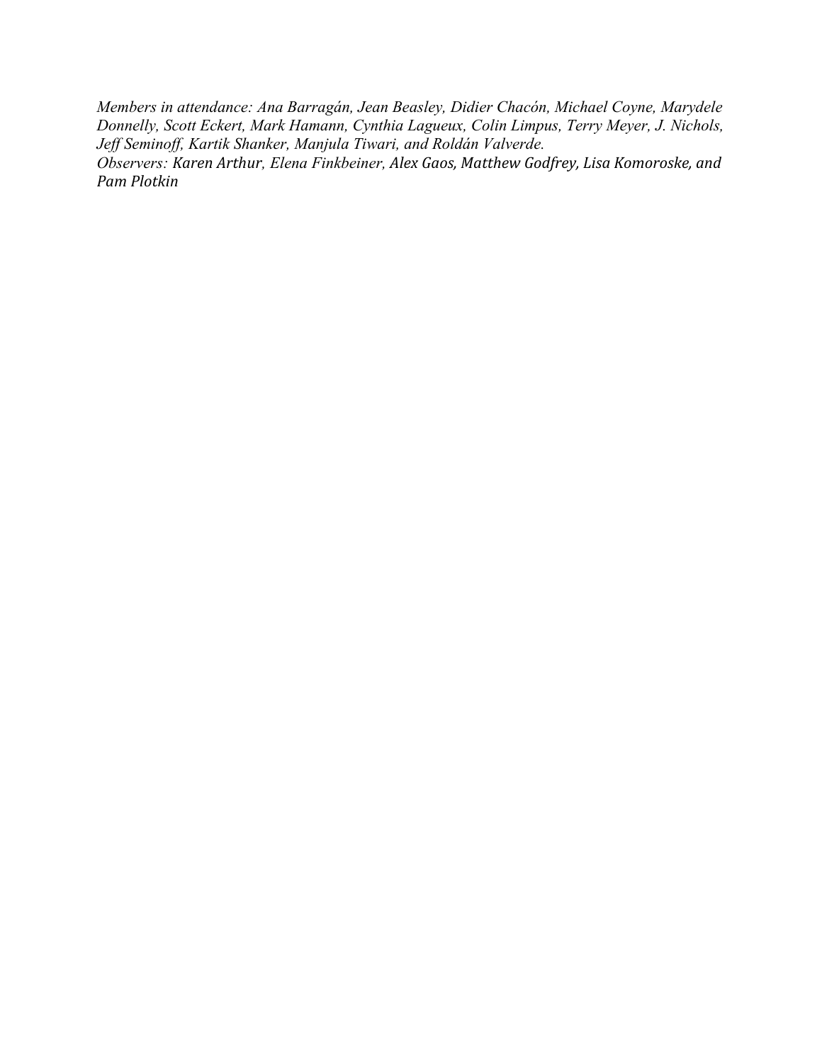*Members in attendance: Ana Barragán, Jean Beasley, Didier Chacón, Michael Coyne, Marydele Donnelly, Scott Eckert, Mark Hamann, Cynthia Lagueux, Colin Limpus, Terry Meyer, J. Nichols, Jeff Seminoff, Kartik Shanker, Manjula Tiwari, and Roldán Valverde.*
*Observers: Karen Arthur, Elena Finkbeiner, Alex Gaos, Matthew Godfrey, Lisa Komoroske, and Pam Plotkin*